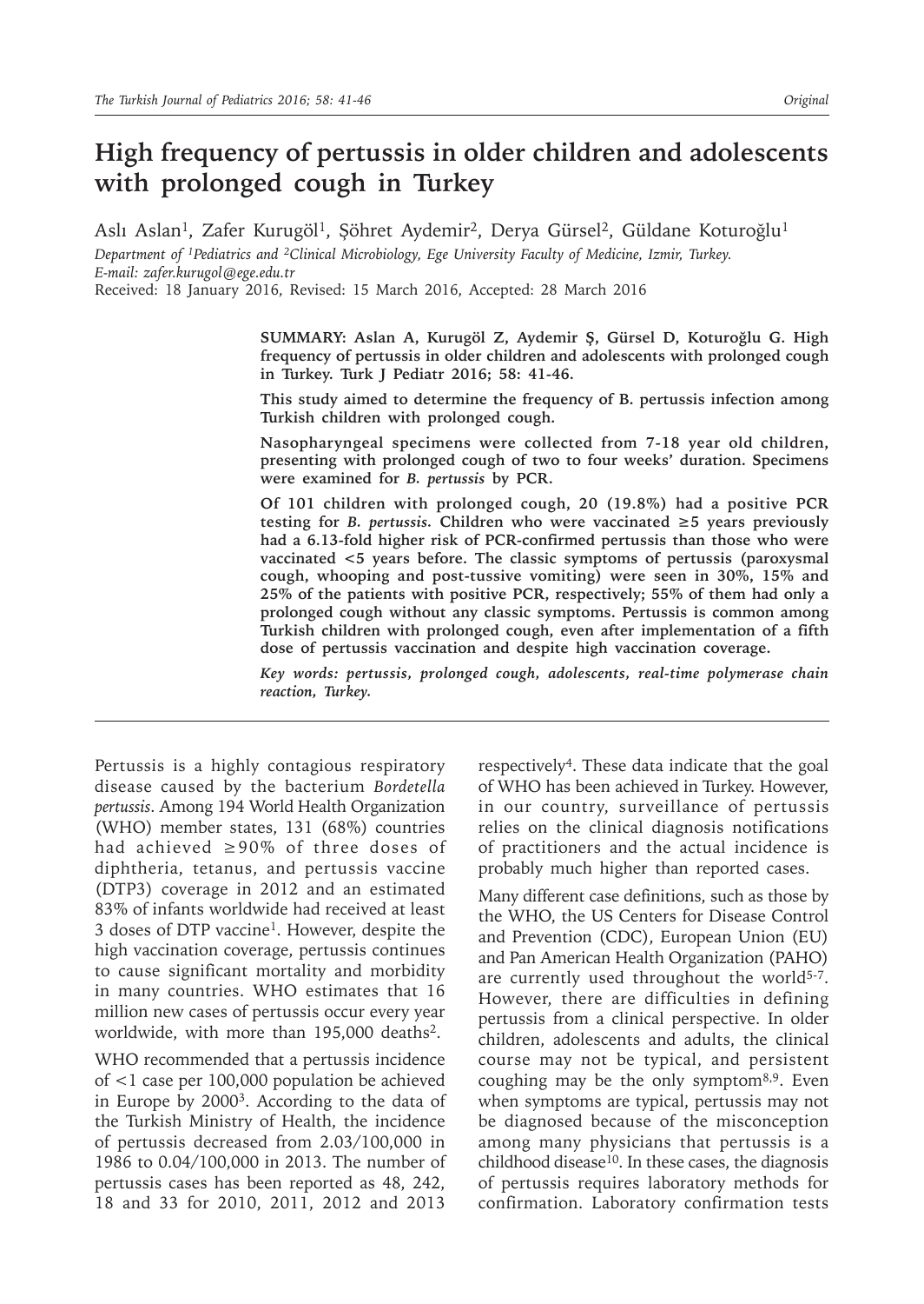# High frequency of pertussis in older children and adolescents with prolonged cough in Turkey

Aslı Aslan[1], Zafer Kurugöl[1], Şöhret Aydemir[2], Derya Gürsel[2], Güldane Koturoğlu[1]

*Department of [1]Pediatrics and [2]Clinical Microbiology, Ege University Faculty of Medicine, Izmir, Turkey.*
*E-mail: zafer.kurugol@ege.edu.tr*

Received: 18 January 2016, Revised: 15 March 2016, Accepted: 28 March 2016

**SUMMARY: Aslan A, Kurugöl Z, Aydemir Ş, Gürsel D, Koturoğlu G. High frequency of pertussis in older children and adolescents with prolonged cough in Turkey. Turk J Pediatr 2016; 58: 41-46.**

**This study aimed to determine the frequency of B. pertussis infection among Turkish children with prolonged cough.**

**Nasopharyngeal specimens were collected from 7-18 year old children, presenting with prolonged cough of two to four weeks' duration. Specimens were examined for *B. pertussis* by PCR.**

**Of 101 children with prolonged cough, 20 (19.8%) had a positive PCR testing for *B. pertussis*. Children who were vaccinated ≥5 years previously had a 6.13-fold higher risk of PCR-confirmed pertussis than those who were vaccinated <5 years before. The classic symptoms of pertussis (paroxysmal cough, whooping and post-tussive vomiting) were seen in 30%, 15% and 25% of the patients with positive PCR, respectively; 55% of them had only a prolonged cough without any classic symptoms. Pertussis is common among Turkish children with prolonged cough, even after implementation of a fifth dose of pertussis vaccination and despite high vaccination coverage.**

***Key words: pertussis, prolonged cough, adolescents, real-time polymerase chain reaction, Turkey.***

---

Pertussis is a highly contagious respiratory disease caused by the bacterium *Bordetella pertussis*. Among 194 World Health Organization (WHO) member states, 131 (68%) countries had achieved ≥90% of three doses of diphtheria, tetanus, and pertussis vaccine (DTP3) coverage in 2012 and an estimated 83% of infants worldwide had received at least 3 doses of DTP vaccine[1]. However, despite the high vaccination coverage, pertussis continues to cause significant mortality and morbidity in many countries. WHO estimates that 16 million new cases of pertussis occur every year worldwide, with more than 195,000 deaths[2].

WHO recommended that a pertussis incidence of <1 case per 100,000 population be achieved in Europe by 2000[3]. According to the data of the Turkish Ministry of Health, the incidence of pertussis decreased from 2.03/100,000 in 1986 to 0.04/100,000 in 2013. The number of pertussis cases has been reported as 48, 242, 18 and 33 for 2010, 2011, 2012 and 2013 respectively[4]. These data indicate that the goal of WHO has been achieved in Turkey. However, in our country, surveillance of pertussis relies on the clinical diagnosis notifications of practitioners and the actual incidence is probably much higher than reported cases.

Many different case definitions, such as those by the WHO, the US Centers for Disease Control and Prevention (CDC), European Union (EU) and Pan American Health Organization (PAHO) are currently used throughout the world[5-7]. However, there are difficulties in defining pertussis from a clinical perspective. In older children, adolescents and adults, the clinical course may not be typical, and persistent coughing may be the only symptom[8,9]. Even when symptoms are typical, pertussis may not be diagnosed because of the misconception among many physicians that pertussis is a childhood disease[10]. In these cases, the diagnosis of pertussis requires laboratory methods for confirmation. Laboratory confirmation tests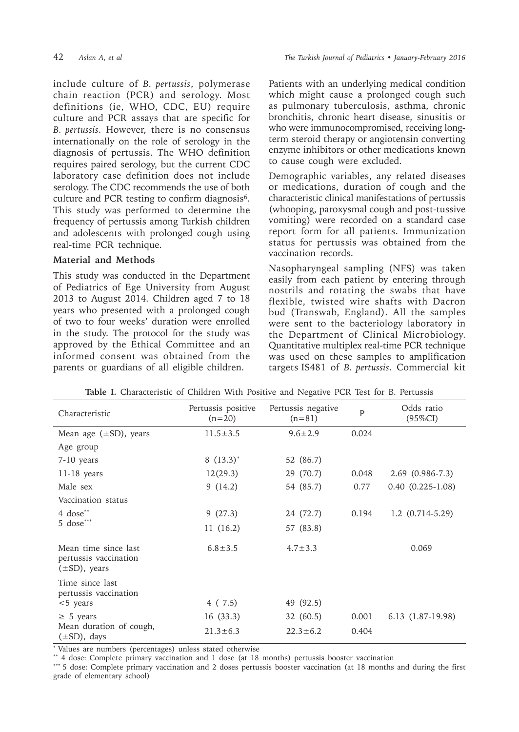include culture of *B. pertussis*, polymerase chain reaction (PCR) and serology. Most definitions (ie, WHO, CDC, EU) require culture and PCR assays that are specific for *B. pertussis*. However, there is no consensus internationally on the role of serology in the diagnosis of pertussis. The WHO definition requires paired serology, but the current CDC laboratory case definition does not include serology. The CDC recommends the use of both culture and PCR testing to confirm diagnosis[6]. This study was performed to determine the frequency of pertussis among Turkish children and adolescents with prolonged cough using real-time PCR technique.

## Material and Methods

This study was conducted in the Department of Pediatrics of Ege University from August 2013 to August 2014. Children aged 7 to 18 years who presented with a prolonged cough of two to four weeks' duration were enrolled in the study. The protocol for the study was approved by the Ethical Committee and an informed consent was obtained from the parents or guardians of all eligible children.

Patients with an underlying medical condition which might cause a prolonged cough such as pulmonary tuberculosis, asthma, chronic bronchitis, chronic heart disease, sinusitis or who were immunocompromised, receiving long-term steroid therapy or angiotensin converting enzyme inhibitors or other medications known to cause cough were excluded.

Demographic variables, any related diseases or medications, duration of cough and the characteristic clinical manifestations of pertussis (whooping, paroxysmal cough and post-tussive vomiting) were recorded on a standard case report form for all patients. Immunization status for pertussis was obtained from the vaccination records.

Nasopharyngeal sampling (NFS) was taken easily from each patient by entering through nostrils and rotating the swabs that have flexible, twisted wire shafts with Dacron bud (Transwab, England). All the samples were sent to the bacteriology laboratory in the Department of Clinical Microbiology. Quantitative multiplex real-time PCR technique was used on these samples to amplification targets IS481 of *B. pertussis*. Commercial kit

**Table I.** Characteristic of Children With Positive and Negative PCR Test for B. Pertussis

| Characteristic | Pertussis positive (n=20) | Pertussis negative (n=81) | P | Odds ratio (95%CI) |
|---|---|---|---|---|
| Mean age (±SD), years | 11.5±3.5 | 9.6±2.9 | 0.024 | |
| Age group | | | | |
| 7-10 years | 8 (13.3)* | 52 (86.7) | | |
| 11-18 years | 12(29.3) | 29 (70.7) | 0.048 | 2.69 (0.986-7.3) |
| Male sex | 9 (14.2) | 54 (85.7) | 0.77 | 0.40 (0.225-1.08) |
| Vaccination status | | | | |
| 4 dose** | 9 (27.3) | 24 (72.7) | 0.194 | 1.2 (0.714-5.29) |
| 5 dose*** | 11 (16.2) | 57 (83.8) | | |
| Mean time since last pertussis vaccination (±SD), years | 6.8±3.5 | 4.7±3.3 | | 0.069 |
| Time since last pertussis vaccination | | | | |
| <5 years | 4 ( 7.5) | 49 (92.5) | | |
| ≥ 5 years | 16 (33.3) | 32 (60.5) | 0.001 | 6.13 (1.87-19.98) |
| Mean duration of cough, (±SD), days | 21.3±6.3 | 22.3±6.2 | 0.404 | |

\* Values are numbers (percentages) unless stated otherwise

\*\* 4 dose: Complete primary vaccination and 1 dose (at 18 months) pertussis booster vaccination

\*\*\* 5 dose: Complete primary vaccination and 2 doses pertussis booster vaccination (at 18 months and during the first grade of elementary school)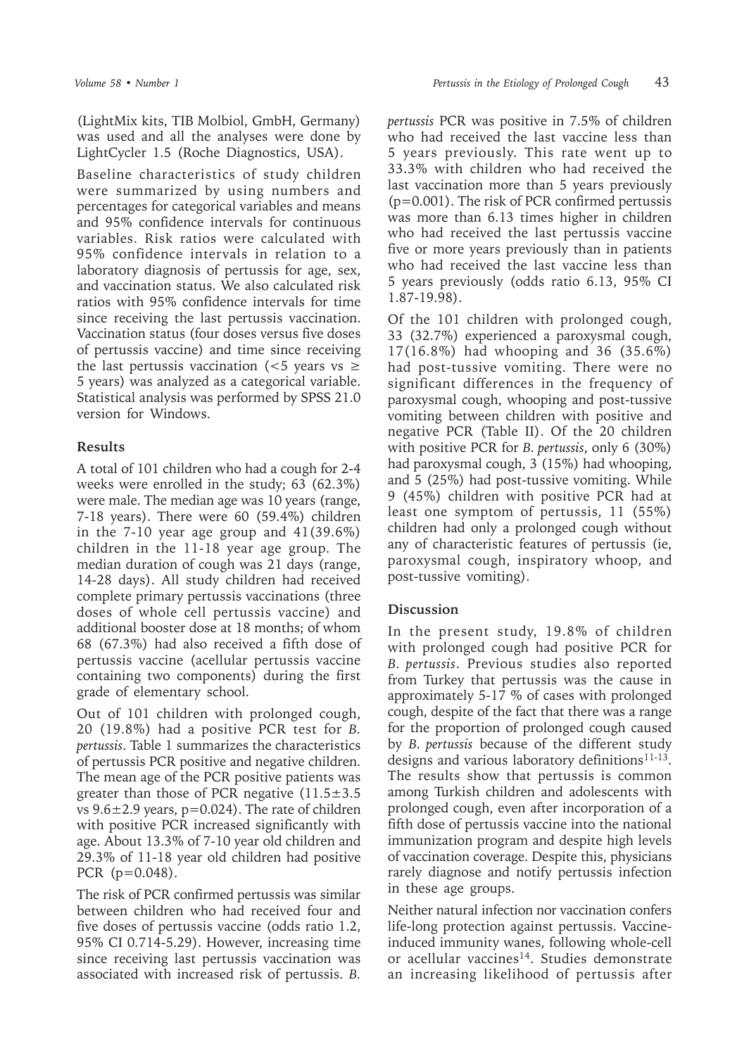(LightMix kits, TIB Molbiol, GmbH, Germany) was used and all the analyses were done by LightCycler 1.5 (Roche Diagnostics, USA).

Baseline characteristics of study children were summarized by using numbers and percentages for categorical variables and means and 95% confidence intervals for continuous variables. Risk ratios were calculated with 95% confidence intervals in relation to a laboratory diagnosis of pertussis for age, sex, and vaccination status. We also calculated risk ratios with 95% confidence intervals for time since receiving the last pertussis vaccination. Vaccination status (four doses versus five doses of pertussis vaccine) and time since receiving the last pertussis vaccination (<5 years vs ≥ 5 years) was analyzed as a categorical variable. Statistical analysis was performed by SPSS 21.0 version for Windows.

## Results

A total of 101 children who had a cough for 2-4 weeks were enrolled in the study; 63 (62.3%) were male. The median age was 10 years (range, 7-18 years). There were 60 (59.4%) children in the 7-10 year age group and 41(39.6%) children in the 11-18 year age group. The median duration of cough was 21 days (range, 14-28 days). All study children had received complete primary pertussis vaccinations (three doses of whole cell pertussis vaccine) and additional booster dose at 18 months; of whom 68 (67.3%) had also received a fifth dose of pertussis vaccine (acellular pertussis vaccine containing two components) during the first grade of elementary school.

Out of 101 children with prolonged cough, 20 (19.8%) had a positive PCR test for *B. pertussis*. Table 1 summarizes the characteristics of pertussis PCR positive and negative children. The mean age of the PCR positive patients was greater than those of PCR negative (11.5±3.5 vs 9.6±2.9 years, p=0.024). The rate of children with positive PCR increased significantly with age. About 13.3% of 7-10 year old children and 29.3% of 11-18 year old children had positive PCR (p=0.048).

The risk of PCR confirmed pertussis was similar between children who had received four and five doses of pertussis vaccine (odds ratio 1.2, 95% CI 0.714-5.29). However, increasing time since receiving last pertussis vaccination was associated with increased risk of pertussis. *B. pertussis* PCR was positive in 7.5% of children who had received the last vaccine less than 5 years previously. This rate went up to 33.3% with children who had received the last vaccination more than 5 years previously (p=0.001). The risk of PCR confirmed pertussis was more than 6.13 times higher in children who had received the last pertussis vaccine five or more years previously than in patients who had received the last vaccine less than 5 years previously (odds ratio 6.13, 95% CI 1.87-19.98).

Of the 101 children with prolonged cough, 33 (32.7%) experienced a paroxysmal cough, 17(16.8%) had whooping and 36 (35.6%) had post-tussive vomiting. There were no significant differences in the frequency of paroxysmal cough, whooping and post-tussive vomiting between children with positive and negative PCR (Table II). Of the 20 children with positive PCR for *B. pertussis*, only 6 (30%) had paroxysmal cough, 3 (15%) had whooping, and 5 (25%) had post-tussive vomiting. While 9 (45%) children with positive PCR had at least one symptom of pertussis, 11 (55%) children had only a prolonged cough without any of characteristic features of pertussis (ie, paroxysmal cough, inspiratory whoop, and post-tussive vomiting).

## Discussion

In the present study, 19.8% of children with prolonged cough had positive PCR for *B. pertussis*. Previous studies also reported from Turkey that pertussis was the cause in approximately 5-17 % of cases with prolonged cough, despite of the fact that there was a range for the proportion of prolonged cough caused by *B. pertussis* because of the different study designs and various laboratory definitions[11-13]. The results show that pertussis is common among Turkish children and adolescents with prolonged cough, even after incorporation of a fifth dose of pertussis vaccine into the national immunization program and despite high levels of vaccination coverage. Despite this, physicians rarely diagnose and notify pertussis infection in these age groups.

Neither natural infection nor vaccination confers life-long protection against pertussis. Vaccine-induced immunity wanes, following whole-cell or acellular vaccines[14]. Studies demonstrate an increasing likelihood of pertussis after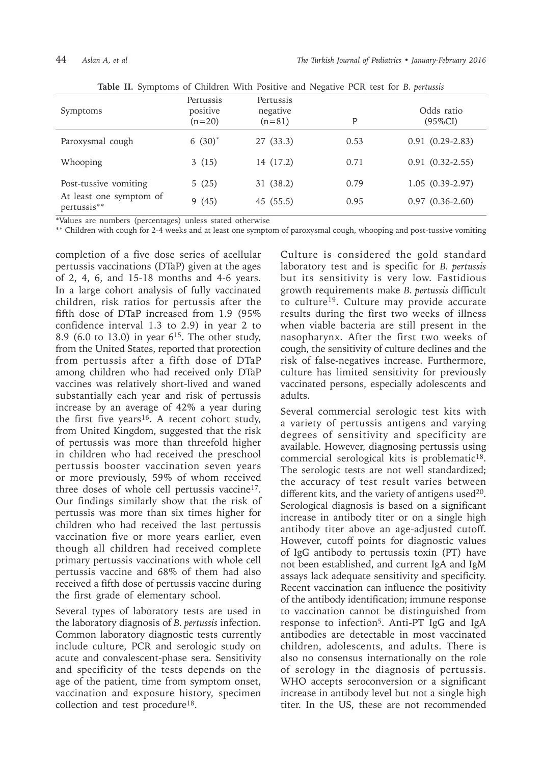**Table II.** Symptoms of Children With Positive and Negative PCR test for *B. pertussis*

| Symptoms | Pertussis positive (n=20) | Pertussis negative (n=81) | P | Odds ratio (95%CI) |
|---|---|---|---|---|
| Paroxysmal cough | 6 (30)* | 27 (33.3) | 0.53 | 0.91 (0.29-2.83) |
| Whooping | 3 (15) | 14 (17.2) | 0.71 | 0.91 (0.32-2.55) |
| Post-tussive vomiting | 5 (25) | 31 (38.2) | 0.79 | 1.05 (0.39-2.97) |
| At least one symptom of pertussis** | 9 (45) | 45 (55.5) | 0.95 | 0.97 (0.36-2.60) |

*Values are numbers (percentages) unless stated otherwise

** Children with cough for 2-4 weeks and at least one symptom of paroxysmal cough, whooping and post-tussive vomiting

completion of a five dose series of acellular pertussis vaccinations (DTaP) given at the ages of 2, 4, 6, and 15-18 months and 4-6 years. In a large cohort analysis of fully vaccinated children, risk ratios for pertussis after the fifth dose of DTaP increased from 1.9 (95% confidence interval 1.3 to 2.9) in year 2 to 8.9 (6.0 to 13.0) in year 6[15]. The other study, from the United States, reported that protection from pertussis after a fifth dose of DTaP among children who had received only DTaP vaccines was relatively short-lived and waned substantially each year and risk of pertussis increase by an average of 42% a year during the first five years[16]. A recent cohort study, from United Kingdom, suggested that the risk of pertussis was more than threefold higher in children who had received the preschool pertussis booster vaccination seven years or more previously, 59% of whom received three doses of whole cell pertussis vaccine[17]. Our findings similarly show that the risk of pertussis was more than six times higher for children who had received the last pertussis vaccination five or more years earlier, even though all children had received complete primary pertussis vaccinations with whole cell pertussis vaccine and 68% of them had also received a fifth dose of pertussis vaccine during the first grade of elementary school.

Several types of laboratory tests are used in the laboratory diagnosis of *B. pertussis* infection. Common laboratory diagnostic tests currently include culture, PCR and serologic study on acute and convalescent-phase sera. Sensitivity and specificity of the tests depends on the age of the patient, time from symptom onset, vaccination and exposure history, specimen collection and test procedure[18].

Culture is considered the gold standard laboratory test and is specific for *B. pertussis* but its sensitivity is very low. Fastidious growth requirements make *B. pertussis* difficult to culture[19]. Culture may provide accurate results during the first two weeks of illness when viable bacteria are still present in the nasopharynx. After the first two weeks of cough, the sensitivity of culture declines and the risk of false-negatives increase. Furthermore, culture has limited sensitivity for previously vaccinated persons, especially adolescents and adults.

Several commercial serologic test kits with a variety of pertussis antigens and varying degrees of sensitivity and specificity are available. However, diagnosing pertussis using commercial serological kits is problematic[18]. The serologic tests are not well standardized; the accuracy of test result varies between different kits, and the variety of antigens used[20]. Serological diagnosis is based on a significant increase in antibody titer or on a single high antibody titer above an age-adjusted cutoff. However, cutoff points for diagnostic values of IgG antibody to pertussis toxin (PT) have not been established, and current IgA and IgM assays lack adequate sensitivity and specificity. Recent vaccination can influence the positivity of the antibody identification; immune response to vaccination cannot be distinguished from response to infection[5]. Anti-PT IgG and IgA antibodies are detectable in most vaccinated children, adolescents, and adults. There is also no consensus internationally on the role of serology in the diagnosis of pertussis. WHO accepts seroconversion or a significant increase in antibody level but not a single high titer. In the US, these are not recommended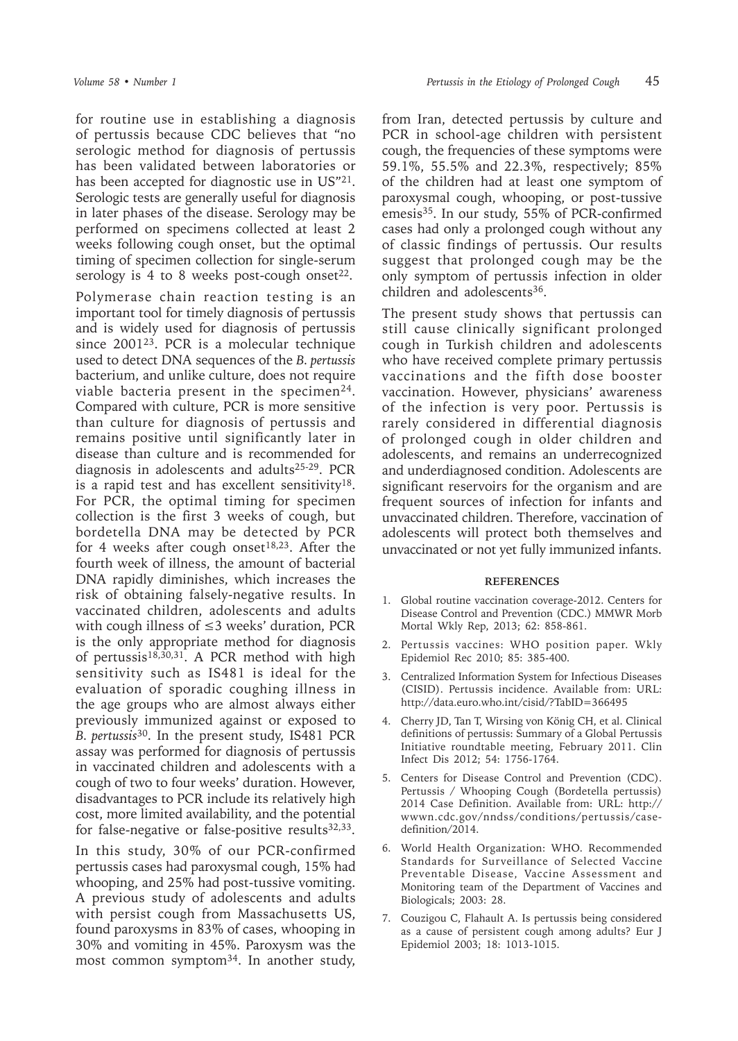for routine use in establishing a diagnosis of pertussis because CDC believes that "no serologic method for diagnosis of pertussis has been validated between laboratories or has been accepted for diagnostic use in US"[21]. Serologic tests are generally useful for diagnosis in later phases of the disease. Serology may be performed on specimens collected at least 2 weeks following cough onset, but the optimal timing of specimen collection for single-serum serology is 4 to 8 weeks post-cough onset[22].

Polymerase chain reaction testing is an important tool for timely diagnosis of pertussis and is widely used for diagnosis of pertussis since 2001[23]. PCR is a molecular technique used to detect DNA sequences of the *B. pertussis* bacterium, and unlike culture, does not require viable bacteria present in the specimen[24]. Compared with culture, PCR is more sensitive than culture for diagnosis of pertussis and remains positive until significantly later in disease than culture and is recommended for diagnosis in adolescents and adults[25-29]. PCR is a rapid test and has excellent sensitivity[18]. For PCR, the optimal timing for specimen collection is the first 3 weeks of cough, but bordetella DNA may be detected by PCR for 4 weeks after cough onset[18,23]. After the fourth week of illness, the amount of bacterial DNA rapidly diminishes, which increases the risk of obtaining falsely-negative results. In vaccinated children, adolescents and adults with cough illness of ≤3 weeks' duration, PCR is the only appropriate method for diagnosis of pertussis[18,30,31]. A PCR method with high sensitivity such as IS481 is ideal for the evaluation of sporadic coughing illness in the age groups who are almost always either previously immunized against or exposed to *B. pertussis*[30]. In the present study, IS481 PCR assay was performed for diagnosis of pertussis in vaccinated children and adolescents with a cough of two to four weeks' duration. However, disadvantages to PCR include its relatively high cost, more limited availability, and the potential for false-negative or false-positive results[32,33].

In this study, 30% of our PCR-confirmed pertussis cases had paroxysmal cough, 15% had whooping, and 25% had post-tussive vomiting. A previous study of adolescents and adults with persist cough from Massachusetts US, found paroxysms in 83% of cases, whooping in 30% and vomiting in 45%. Paroxysm was the most common symptom[34]. In another study, from Iran, detected pertussis by culture and PCR in school-age children with persistent cough, the frequencies of these symptoms were 59.1%, 55.5% and 22.3%, respectively; 85% of the children had at least one symptom of paroxysmal cough, whooping, or post-tussive emesis[35]. In our study, 55% of PCR-confirmed cases had only a prolonged cough without any of classic findings of pertussis. Our results suggest that prolonged cough may be the only symptom of pertussis infection in older children and adolescents[36].

The present study shows that pertussis can still cause clinically significant prolonged cough in Turkish children and adolescents who have received complete primary pertussis vaccinations and the fifth dose booster vaccination. However, physicians' awareness of the infection is very poor. Pertussis is rarely considered in differential diagnosis of prolonged cough in older children and adolescents, and remains an underrecognized and underdiagnosed condition. Adolescents are significant reservoirs for the organism and are frequent sources of infection for infants and unvaccinated children. Therefore, vaccination of adolescents will protect both themselves and unvaccinated or not yet fully immunized infants.

## REFERENCES

1. Global routine vaccination coverage-2012. Centers for Disease Control and Prevention (CDC.) MMWR Morb Mortal Wkly Rep, 2013; 62: 858-861.
2. Pertussis vaccines: WHO position paper. Wkly Epidemiol Rec 2010; 85: 385-400.
3. Centralized Information System for Infectious Diseases (CISID). Pertussis incidence. Available from: URL: http://data.euro.who.int/cisid/?TabID=366495
4. Cherry JD, Tan T, Wirsing von König CH, et al. Clinical definitions of pertussis: Summary of a Global Pertussis Initiative roundtable meeting, February 2011. Clin Infect Dis 2012; 54: 1756-1764.
5. Centers for Disease Control and Prevention (CDC). Pertussis / Whooping Cough (Bordetella pertussis) 2014 Case Definition. Available from: URL: http://wwwn.cdc.gov/nndss/conditions/pertussis/case-definition/2014.
6. World Health Organization: WHO. Recommended Standards for Surveillance of Selected Vaccine Preventable Disease, Vaccine Assessment and Monitoring team of the Department of Vaccines and Biologicals; 2003: 28.
7. Couzigou C, Flahault A. Is pertussis being considered as a cause of persistent cough among adults? Eur J Epidemiol 2003; 18: 1013-1015.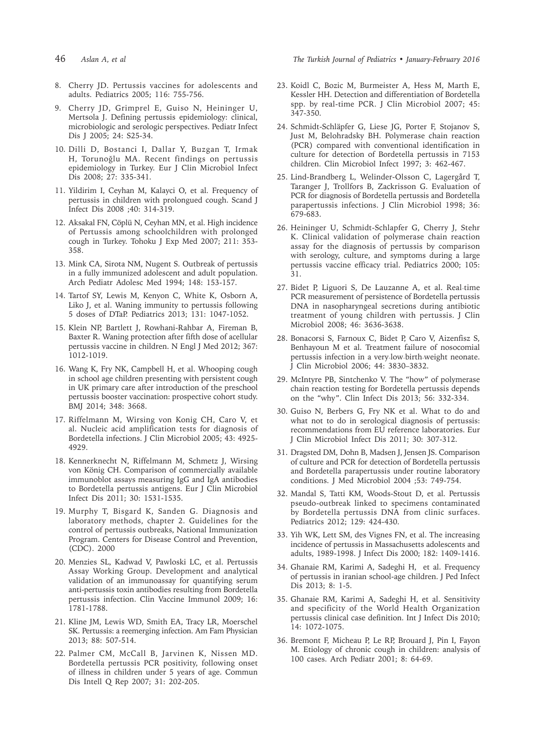8. Cherry JD. Pertussis vaccines for adolescents and adults. Pediatrics 2005; 116: 755-756.

9. Cherry JD, Grimprel E, Guiso N, Heininger U, Mertsola J. Defining pertussis epidemiology: clinical, microbiologic and serologic perspectives. Pediatr Infect Dis J 2005; 24: S25-34.

10. Dilli D, Bostanci I, Dallar Y, Buzgan T, Irmak H, Torunoğlu MA. Recent findings on pertussis epidemiology in Turkey. Eur J Clin Microbiol Infect Dis 2008; 27: 335-341.

11. Yildirim I, Ceyhan M, Kalayci O, et al. Frequency of pertussis in children with prolongued cough. Scand J Infect Dis 2008 ;40: 314-319.

12. Aksakal FN, Cöplü N, Ceyhan MN, et al. High incidence of Pertussis among schoolchildren with prolonged cough in Turkey. Tohoku J Exp Med 2007; 211: 353-358.

13. Mink CA, Sirota NM, Nugent S. Outbreak of pertussis in a fully immunized adolescent and adult population. Arch Pediatr Adolesc Med 1994; 148: 153-157.

14. Tartof SY, Lewis M, Kenyon C, White K, Osborn A, Liko J, et al. Waning immunity to pertussis following 5 doses of DTaP. Pediatrics 2013; 131: 1047-1052.

15. Klein NP, Bartlett J, Rowhani-Rahbar A, Fireman B, Baxter R. Waning protection after fifth dose of acellular pertussis vaccine in children. N Engl J Med 2012; 367: 1012-1019.

16. Wang K, Fry NK, Campbell H, et al. Whooping cough in school age children presenting with persistent cough in UK primary care after introduction of the preschool pertussis booster vaccination: prospective cohort study. BMJ 2014; 348: 3668.

17. Riffelmann M, Wirsing von Konig CH, Caro V, et al. Nucleic acid amplification tests for diagnosis of Bordetella infections. J Clin Microbiol 2005; 43: 4925-4929.

18. Kennerknecht N, Riffelmann M, Schmetz J, Wirsing von König CH. Comparison of commercially available immunoblot assays measuring IgG and IgA antibodies to Bordetella pertussis antigens. Eur J Clin Microbiol Infect Dis 2011; 30: 1531-1535.

19. Murphy T, Bisgard K, Sanden G. Diagnosis and laboratory methods, chapter 2. Guidelines for the control of pertussis outbreaks, National Immunization Program. Centers for Disease Control and Prevention, (CDC). 2000

20. Menzies SL, Kadwad V, Pawloski LC, et al. Pertussis Assay Working Group. Development and analytical validation of an immunoassay for quantifying serum anti-pertussis toxin antibodies resulting from Bordetella pertussis infection. Clin Vaccine Immunol 2009; 16: 1781-1788.

21. Kline JM, Lewis WD, Smith EA, Tracy LR, Moerschel SK. Pertussis: a reemerging infection. Am Fam Physician 2013; 88: 507-514.

22. Palmer CM, McCall B, Jarvinen K, Nissen MD. Bordetella pertussis PCR positivity, following onset of illness in children under 5 years of age. Commun Dis Intell Q Rep 2007; 31: 202-205.

23. Koidl C, Bozic M, Burmeister A, Hess M, Marth E, Kessler HH. Detection and differentiation of Bordetella spp. by real-time PCR. J Clin Microbiol 2007; 45: 347-350.

24. Schmidt-Schläpfer G, Liese JG, Porter F, Stojanov S, Just M, Belohradsky BH. Polymerase chain reaction (PCR) compared with conventional identification in culture for detection of Bordetella pertussis in 7153 children. Clin Microbiol Infect 1997; 3: 462-467.

25. Lind-Brandberg L, Welinder-Olsson C, Lagergård T, Taranger J, Trollfors B, Zackrisson G. Evaluation of PCR for diagnosis of Bordetella pertussis and Bordetella parapertussis infections. J Clin Microbiol 1998; 36: 679-683.

26. Heininger U, Schmidt-Schlapfer G, Cherry J, Stehr K. Clinical validation of polymerase chain reaction assay for the diagnosis of pertussis by comparison with serology, culture, and symptoms during a large pertussis vaccine efficacy trial. Pediatrics 2000; 105: 31.

27. Bidet P, Liguori S, De Lauzanne A, et al. Real-time PCR measurement of persistence of Bordetella pertussis DNA in nasopharyngeal secretions during antibiotic treatment of young children with pertussis. J Clin Microbiol 2008; 46: 3636-3638.

28. Bonacorsi S, Farnoux C, Bidet P, Caro V, Aizenfisz S, Benhayoun M et al. Treatment failure of nosocomial pertussis infection in a very-low-birth-weight neonate. J Clin Microbiol 2006; 44: 3830–3832.

29. McIntyre PB, Sintchenko V. The "how" of polymerase chain reaction testing for Bordetella pertussis depends on the "why". Clin Infect Dis 2013; 56: 332-334.

30. Guiso N, Berbers G, Fry NK et al. What to do and what not to do in serological diagnosis of pertussis: recommendations from EU reference laboratories. Eur J Clin Microbiol Infect Dis 2011; 30: 307-312.

31. Dragsted DM, Dohn B, Madsen J, Jensen JS. Comparison of culture and PCR for detection of Bordetella pertussis and Bordetella parapertussis under routine laboratory conditions. J Med Microbiol 2004 ;53: 749-754.

32. Mandal S, Tatti KM, Woods-Stout D, et al. Pertussis pseudo-outbreak linked to specimens contaminated by Bordetella pertussis DNA from clinic surfaces. Pediatrics 2012; 129: 424-430.

33. Yih WK, Lett SM, des Vignes FN, et al. The increasing incidence of pertussis in Massachusetts adolescents and adults, 1989-1998. J Infect Dis 2000; 182: 1409-1416.

34. Ghanaie RM, Karimi A, Sadeghi H, et al. Frequency of pertussis in iranian school-age children. J Ped Infect Dis 2013; 8: 1-5.

35. Ghanaie RM, Karimi A, Sadeghi H, et al. Sensitivity and specificity of the World Health Organization pertussis clinical case definition. Int J Infect Dis 2010; 14: 1072-1075.

36. Bremont F, Micheau P, Le RP, Brouard J, Pin I, Fayon M. Etiology of chronic cough in children: analysis of 100 cases. Arch Pediatr 2001; 8: 64-69.